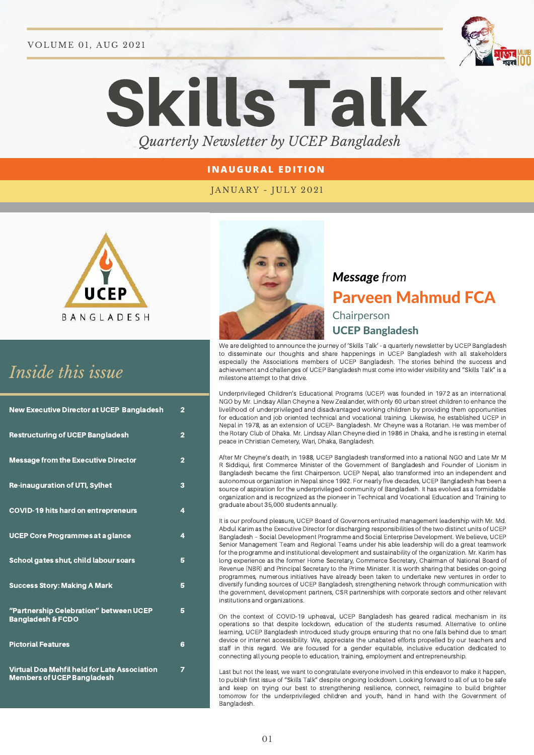VOLUME 01, AUG 2021

# Skills Talk

*Quarterly Newsletter by UCEP Bangladesh*

**INAUGURAL EDITION**

JANUARY - JULY 2021

UCEP BANGLADESH

## *Inside this issue*

| | |
|---|---|
| **New Executive Director at UCEP Bangladesh** | **2** |
| **Restructuring of UCEP Bangladesh** | **2** |
| **Message from the Executive Director** | **2** |
| **Re-inauguration of UTI, Sylhet** | **3** |
| **COVID-19 hits hard on entrepreneurs** | **4** |
| **UCEP Core Programmes at a glance** | **4** |
| **School gates shut, child labour soars** | **5** |
| **Success Story: Making A Mark** | **5** |
| **"Partnership Celebration" between UCEP Bangladesh & FCDO** | **5** |
| **Pictorial Features** | **6** |
| **Virtual Doa Mehfil held for Late Association Members of UCEP Bangladesh** | **7** |

## ***Message** from*
## Parveen Mahmud FCA
Chairperson
**UCEP Bangladesh**

We are delighted to announce the journey of 'Skills Talk' - a quarterly newsletter by UCEP Bangladesh to disseminate our thoughts and share happenings in UCEP Bangladesh with all stakeholders especially the Associations members of UCEP Bangladesh. The stories behind the success and achievement and challenges of UCEP Bangladesh must come into wider visibility and "Skills Talk" is a milestone attempt to that drive.

Underprivileged Children's Educational Programs (UCEP) was founded in 1972 as an international NGO by Mr. Lindsay Allan Cheyne a New Zealander, with only 60 urban street children to enhance the livelihood of underprivileged and disadvantaged working children by providing them opportunities for education and job oriented technical and vocational training. Likewise, he established UCEP in Nepal in 1978, as an extension of UCEP- Bangladesh. Mr Cheyne was a Rotarian. He was member of the Rotary Club of Dhaka. Mr. Lindsay Allan Cheyne died in 1986 in Dhaka, and he is resting in eternal peace in Christian Cemetery, Wari, Dhaka, Bangladesh.

After Mr Cheyne's death, in 1988, UCEP Bangladesh transformed into a national NGO and Late Mr M R Siddiqui, first Commerce Minister of the Government of Bangladesh and Founder of Lionism in Bangladesh became the first Chairperson. UCEP Nepal, also transformed into an independent and autonomous organization in Nepal since 1992. For nearly five decades, UCEP Bangladesh has been a source of aspiration for the underprivileged community of Bangladesh. It has evolved as a formidable organization and is recognized as the pioneer in Technical and Vocational Education and Training to graduate about 35,000 students annually.

It is our profound pleasure, UCEP Board of Governors entrusted management leadership with Mr. Md. Abdul Karim as the Executive Director for discharging responsibilities of the two distinct units of UCEP Bangladesh - Social Development Programme and Social Enterprise Development. We believe, UCEP Senior Management Team and Regional Teams under his able leadership will do a great teamwork for the programme and institutional development and sustainability of the organization. Mr. Karim has long experience as the former Home Secretary, Commerce Secretary, Chairman of National Board of Revenue (NBR) and Principal Secretary to the Prime Minister. It is worth sharing that besides on-going programmes, numerous initiatives have already been taken to undertake new ventures in order to diversify funding sources of UCEP Bangladesh, strengthening network through communication with the government, development partners, CSR partnerships with corporate sectors and other relevant institutions and organizations.

On the context of COVID-19 upheaval, UCEP Bangladesh has geared radical mechanism in its operations so that despite lockdown, education of the students resumed. Alternative to online learning, UCEP Bangladesh introduced study groups ensuring that no one falls behind due to smart device or internet accessibility. We, appreciate the unabated efforts propelled by our teachers and staff in this regard. We are focused for a gender equitable, inclusive education dedicated to connecting all young people to education, training, employment and entrepreneurship.

Last but not the least, we want to congratulate everyone involved in this endeavor to make it happen, to publish first issue of "Skills Talk" despite ongoing lockdown. Looking forward to all of us to be safe and keep on trying our best to strengthening resilience, connect, reimagine to build brighter tomorrow for the underprivileged children and youth, hand in hand with the Government of Bangladesh.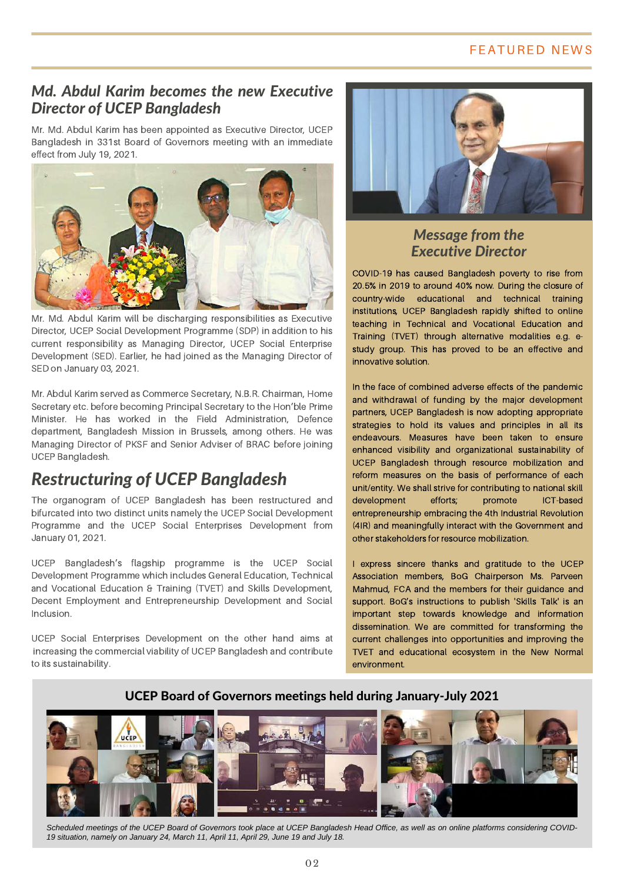FEATURED NEWS

## Md. Abdul Karim becomes the new Executive Director of UCEP Bangladesh

Mr. Md. Abdul Karim has been appointed as Executive Director, UCEP Bangladesh in 331st Board of Governors meeting with an immediate effect from July 19, 2021.

Mr. Md. Abdul Karim will be discharging responsibilities as Executive Director, UCEP Social Development Programme (SDP) in addition to his current responsibility as Managing Director, UCEP Social Enterprise Development (SED). Earlier, he had joined as the Managing Director of SED on January 03, 2021.

Mr. Abdul Karim served as Commerce Secretary, N.B.R. Chairman, Home Secretary etc. before becoming Principal Secretary to the Hon'ble Prime Minister. He has worked in the Field Administration, Defence department, Bangladesh Mission in Brussels, among others. He was Managing Director of PKSF and Senior Adviser of BRAC before joining UCEP Bangladesh.

## Restructuring of UCEP Bangladesh

The organogram of UCEP Bangladesh has been restructured and bifurcated into two distinct units namely the UCEP Social Development Programme and the UCEP Social Enterprises Development from January 01, 2021.

UCEP Bangladesh's flagship programme is the UCEP Social Development Programme which includes General Education, Technical and Vocational Education & Training (TVET) and Skills Development, Decent Employment and Entrepreneurship Development and Social Inclusion.

UCEP Social Enterprises Development on the other hand aims at increasing the commercial viability of UCEP Bangladesh and contribute to its sustainability.

## Message from the Executive Director

COVID-19 has caused Bangladesh poverty to rise from 20.5% in 2019 to around 40% now. During the closure of country-wide educational and technical training institutions, UCEP Bangladesh rapidly shifted to online teaching in Technical and Vocational Education and Training (TVET) through alternative modalities e.g. e-study group. This has proved to be an effective and innovative solution.

In the face of combined adverse effects of the pandemic and withdrawal of funding by the major development partners, UCEP Bangladesh is now adopting appropriate strategies to hold its values and principles in all its endeavours. Measures have been taken to ensure enhanced visibility and organizational sustainability of UCEP Bangladesh through resource mobilization and reform measures on the basis of performance of each unit/entity. We shall strive for contributing to national skill development efforts; promote ICT-based entrepreneurship embracing the 4th Industrial Revolution (4IR) and meaningfully interact with the Government and other stakeholders for resource mobilization.

I express sincere thanks and gratitude to the UCEP Association members, BoG Chairperson Ms. Parveen Mahmud, FCA and the members for their guidance and support. BoG's instructions to publish 'Skills Talk' is an important step towards knowledge and information dissemination. We are committed for transforming the current challenges into opportunities and improving the TVET and educational ecosystem in the New Normal environment.

## UCEP Board of Governors meetings held during January-July 2021

*Scheduled meetings of the UCEP Board of Governors took place at UCEP Bangladesh Head Office, as well as on online platforms considering COVID-19 situation, namely on January 24, March 11, April 11, April 29, June 19 and July 18.*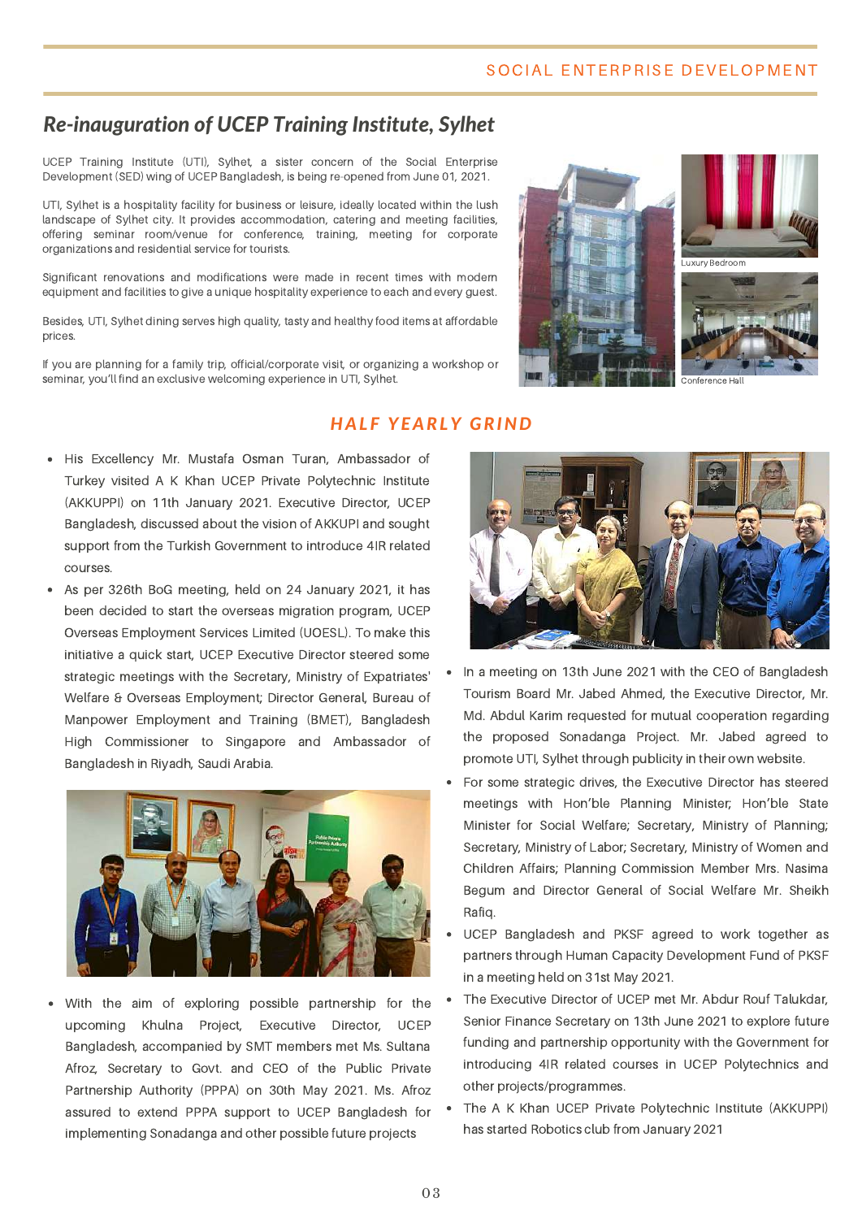SOCIAL ENTERPRISE DEVELOPMENT

## *Re-inauguration of UCEP Training Institute, Sylhet*

UCEP Training Institute (UTI), Sylhet, a sister concern of the Social Enterprise Development (SED) wing of UCEP Bangladesh, is being re-opened from June 01, 2021.

UTI, Sylhet is a hospitality facility for business or leisure, ideally located within the lush landscape of Sylhet city. It provides accommodation, catering and meeting facilities, offering seminar room/venue for conference, training, meeting for corporate organizations and residential service for tourists.

Significant renovations and modifications were made in recent times with modern equipment and facilities to give a unique hospitality experience to each and every guest.

Besides, UTI, Sylhet dining serves high quality, tasty and healthy food items at affordable prices.

If you are planning for a family trip, official/corporate visit, or organizing a workshop or seminar, you'll find an exclusive welcoming experience in UTI, Sylhet.

Luxury Bedroom

Conference Hall

## HALF YEARLY GRIND

- His Excellency Mr. Mustafa Osman Turan, Ambassador of Turkey visited A K Khan UCEP Private Polytechnic Institute (AKKUPPI) on 11th January 2021. Executive Director, UCEP Bangladesh, discussed about the vision of AKKUPI and sought support from the Turkish Government to introduce 4IR related courses.
- As per 326th BoG meeting, held on 24 January 2021, it has been decided to start the overseas migration program, UCEP Overseas Employment Services Limited (UOESL). To make this initiative a quick start, UCEP Executive Director steered some strategic meetings with the Secretary, Ministry of Expatriates' Welfare & Overseas Employment; Director General, Bureau of Manpower Employment and Training (BMET), Bangladesh High Commissioner to Singapore and Ambassador of Bangladesh in Riyadh, Saudi Arabia.
- With the aim of exploring possible partnership for the upcoming Khulna Project, Executive Director, UCEP Bangladesh, accompanied by SMT members met Ms. Sultana Afroz, Secretary to Govt. and CEO of the Public Private Partnership Authority (PPPA) on 30th May 2021. Ms. Afroz assured to extend PPPA support to UCEP Bangladesh for implementing Sonadanga and other possible future projects
- In a meeting on 13th June 2021 with the CEO of Bangladesh Tourism Board Mr. Jabed Ahmed, the Executive Director, Mr. Md. Abdul Karim requested for mutual cooperation regarding the proposed Sonadanga Project. Mr. Jabed agreed to promote UTI, Sylhet through publicity in their own website.
- For some strategic drives, the Executive Director has steered meetings with Hon'ble Planning Minister; Hon'ble State Minister for Social Welfare; Secretary, Ministry of Planning; Secretary, Ministry of Labor; Secretary, Ministry of Women and Children Affairs; Planning Commission Member Mrs. Nasima Begum and Director General of Social Welfare Mr. Sheikh Rafiq.
- UCEP Bangladesh and PKSF agreed to work together as partners through Human Capacity Development Fund of PKSF in a meeting held on 31st May 2021.
- The Executive Director of UCEP met Mr. Abdur Rouf Talukdar, Senior Finance Secretary on 13th June 2021 to explore future funding and partnership opportunity with the Government for introducing 4IR related courses in UCEP Polytechnics and other projects/programmes.
- The A K Khan UCEP Private Polytechnic Institute (AKKUPPI) has started Robotics club from January 2021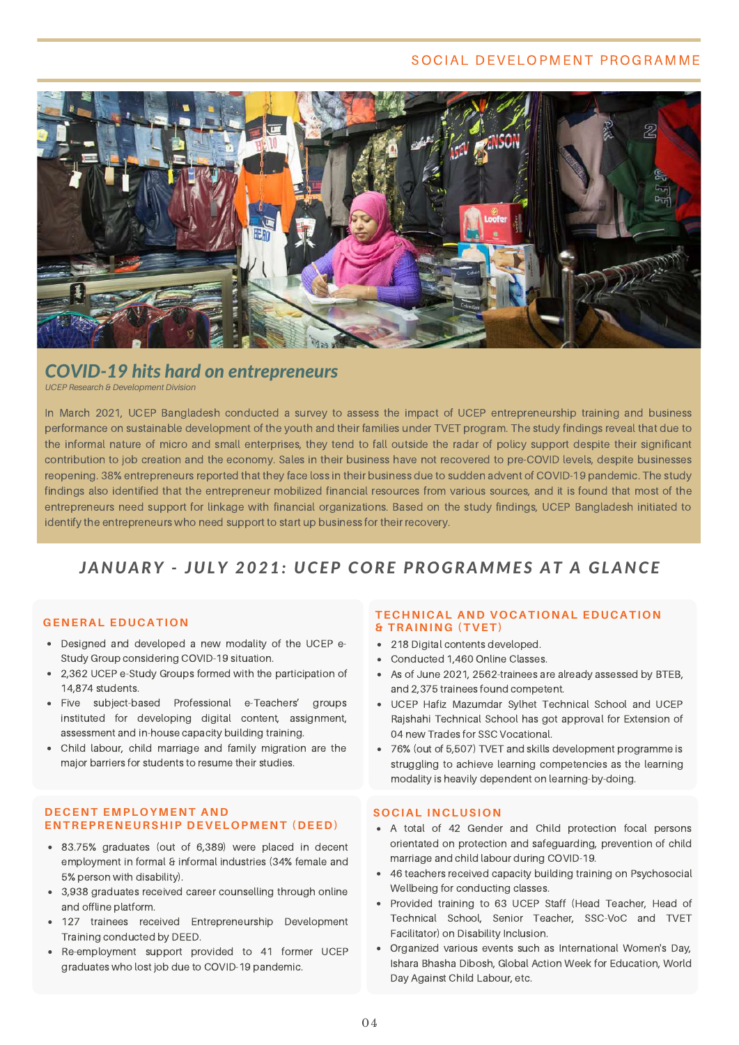## COVID-19 hits hard on entrepreneurs

*UCEP Research & Development Division*

In March 2021, UCEP Bangladesh conducted a survey to assess the impact of UCEP entrepreneurship training and business performance on sustainable development of the youth and their families under TVET program. The study findings reveal that due to the informal nature of micro and small enterprises, they tend to fall outside the radar of policy support despite their significant contribution to job creation and the economy. Sales in their business have not recovered to pre-COVID levels, despite businesses reopening. 38% entrepreneurs reported that they face loss in their business due to sudden advent of COVID-19 pandemic. The study findings also identified that the entrepreneur mobilized financial resources from various sources, and it is found that most of the entrepreneurs need support for linkage with financial organizations. Based on the study findings, UCEP Bangladesh initiated to identify the entrepreneurs who need support to start up business for their recovery.

## JANUARY - JULY 2021: UCEP CORE PROGRAMMES AT A GLANCE

### GENERAL EDUCATION

- Designed and developed a new modality of the UCEP e-Study Group considering COVID-19 situation.
- 2,362 UCEP e-Study Groups formed with the participation of 14,874 students.
- Five subject-based Professional e-Teachers' groups instituted for developing digital content, assignment, assessment and in-house capacity building training.
- Child labour, child marriage and family migration are the major barriers for students to resume their studies.

### TECHNICAL AND VOCATIONAL EDUCATION & TRAINING (TVET)

- 218 Digital contents developed.
- Conducted 1,460 Online Classes.
- As of June 2021, 2562-trainees are already assessed by BTEB, and 2,375 trainees found competent.
- UCEP Hafiz Mazumdar Sylhet Technical School and UCEP Rajshahi Technical School has got approval for Extension of 04 new Trades for SSC Vocational.
- 76% (out of 5,507) TVET and skills development programme is struggling to achieve learning competencies as the learning modality is heavily dependent on learning-by-doing.

### DECENT EMPLOYMENT AND ENTREPRENEURSHIP DEVELOPMENT (DEED)

- 83.75% graduates (out of 6,389) were placed in decent employment in formal & informal industries (34% female and 5% person with disability).
- 3,938 graduates received career counselling through online and offline platform.
- 127 trainees received Entrepreneurship Development Training conducted by DEED.
- Re-employment support provided to 41 former UCEP graduates who lost job due to COVID-19 pandemic.

### SOCIAL INCLUSION

- A total of 42 Gender and Child protection focal persons orientated on protection and safeguarding, prevention of child marriage and child labour during COVID-19.
- 46 teachers received capacity building training on Psychosocial Wellbeing for conducting classes.
- Provided training to 63 UCEP Staff (Head Teacher, Head of Technical School, Senior Teacher, SSC-VoC and TVET Facilitator) on Disability Inclusion.
- Organized various events such as International Women's Day, Ishara Bhasha Dibosh, Global Action Week for Education, World Day Against Child Labour, etc.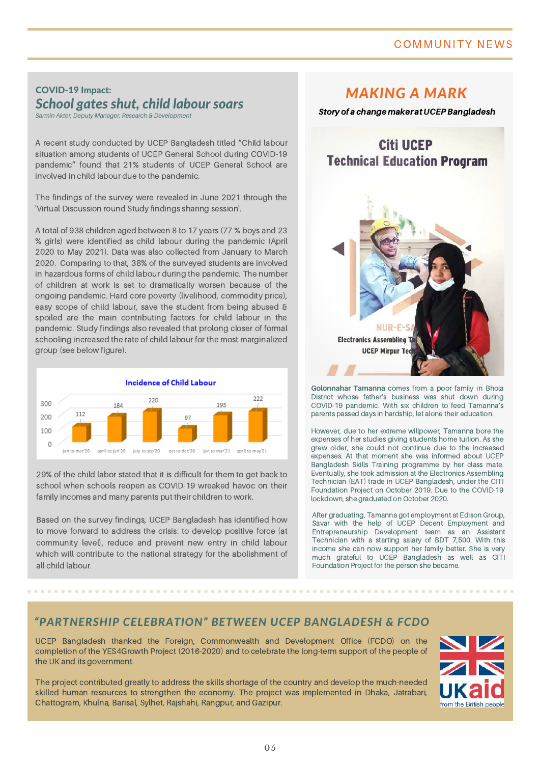COMMUNITY NEWS

## COVID-19 Impact:
## *School gates shut, child labour soars*

*Sarmin Akter, Deputy Manager, Research & Development*

A recent study conducted by UCEP Bangladesh titled "Child labour situation among students of UCEP General School during COVID-19 pandemic" found that 21% students of UCEP General School are involved in child labour due to the pandemic.

The findings of the survey were revealed in June 2021 through the 'Virtual Discussion round Study findings sharing session'.

A total of 938 children aged between 8 to 17 years (77 % boys and 23 % girls) were identified as child labour during the pandemic (April 2020 to May 2021). Data was also collected from January to March 2020. Comparing to that, 38% of the surveyed students are involved in hazardous forms of child labour during the pandemic. The number of children at work is set to dramatically worsen because of the ongoing pandemic. Hard core poverty (livelihood, commodity price), easy scope of child labour, save the student from being abused & spoiled are the main contributing factors for child labour in the pandemic. Study findings also revealed that prolong closer of formal schooling increased the rate of child labour for the most marginalized group (see below figure).

**Incidence of Child Labour**

| Period | Incidence |
|---|---|
| jan to mar'20 | 112 |
| april to jun'20 | 184 |
| july to sep'20 | 220 |
| oct to dec'20 | 97 |
| jan to mar'21 | 193 |
| april to may'21 | 222 |

29% of the child labor stated that it is difficult for them to get back to school when schools reopen as COVID-19 wreaked havoc on their family incomes and many parents put their children to work.

Based on the survey findings, UCEP Bangladesh has identified how to move forward to address the crisis: to develop positive force (at community level), reduce and prevent new entry in child labour which will contribute to the national strategy for the abolishment of all child labour.

## *MAKING A MARK*

***Story of a change maker at UCEP Bangladesh***

Citi UCEP Technical Education Program

NUR-E-SA...
Electronics Assembling T...
UCEP Mirpur Tec...

**Golonnahar Tamanna** comes from a poor family in Bhola District whose father's business was shut down during COVID-19 pandemic. With six children to feed Tamanna's parents passed days in hardship, let alone their education.

However, due to her extreme willpower, Tamanna bore the expenses of her studies giving students home tuition. As she grew older, she could not continue due to the increased expenses. At that moment she was informed about UCEP Bangladesh Skills Training programme by her class mate. Eventually, she took admission at the Electronics Assembling Technician (EAT) trade in UCEP Bangladesh, under the CITI Foundation Project on October 2019. Due to the COVID-19 lockdown, she graduated on October 2020.

After graduating, Tamanna got employment at Edison Group, Savar with the help of UCEP Decent Employment and Entrepreneurship Development team as an Assistant Technician with a starting salary of BDT 7,500. With this income she can now support her family better. She is very much grateful to UCEP Bangladesh as well as CITI Foundation Project for the person she became.

## *"PARTNERSHIP CELEBRATION" BETWEEN UCEP BANGLADESH & FCDO*

UCEP Bangladesh thanked the Foreign, Commonwealth and Development Office (FCDO) on the completion of the YES4Growth Project (2016-2020) and to celebrate the long-term support of the people of the UK and its government.

The project contributed greatly to address the skills shortage of the country and develop the much-needed skilled human resources to strengthen the economy. The project was implemented in Dhaka, Jatrabari, Chattogram, Khulna, Barisal, Sylhet, Rajshahi, Rangpur, and Gazipur.

UKaid from the British people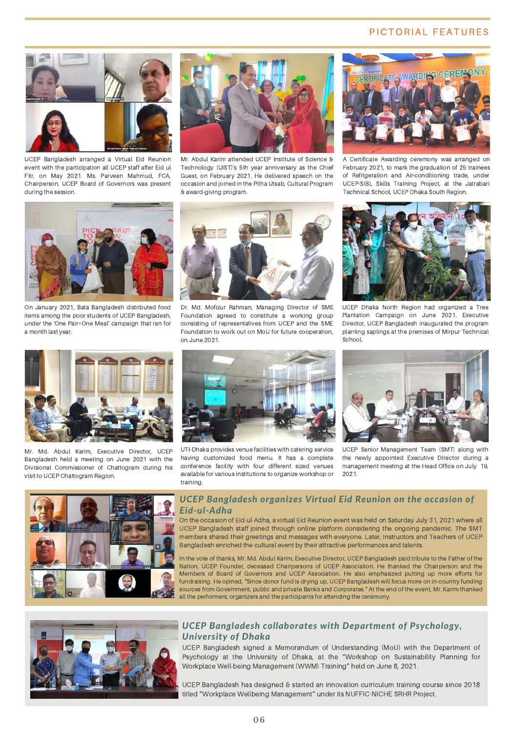## PICTORIAL FEATURES

UCEP Bangladesh arranged a Virtual Eid Reunion event with the participation all UCEP staff after Eid ul Fitr, on May 2021. Ms. Parveen Mahmud, FCA, Chairperson, UCEP Board of Governors was present during the session.

Mr. Abdul Karim attended UCEP Institute of Science & Technology (UIST)'s 5th year anniversary as the Chief Guest, on February 2021. He delivered speech on the occasion and joined in the Pitha Utsab, Cultural Program & award-giving program.

A Certificate Awarding ceremony was arranged on February 2021, to mark the graduation of 25 trainees of Refrigeration and Air-conditioning trade, under UCEP-SIBL Skills Training Project, at the Jatrabari Technical School, UCEP Dhaka South Region.

On January 2021, Bata Bangladesh distributed food items among the poor students of UCEP Bangladesh, under the 'One Pair=One Meal' campaign that ran for a month last year.

Dr. Md. Mofizur Rahman, Managing Director of SME Foundation agreed to constitute a working group consisting of representatives from UCEP and the SME Foundation to work out on MoU for future cooperation, on June 2021.

UCEP Dhaka North Region had organized a Tree Plantation Campaign on June 2021. Executive Director, UCEP Bangladesh inaugurated the program planting saplings at the premises of Mirpur Technical School.

Mr. Md. Abdul Karim, Executive Director, UCEP Bangladesh held a meeting on June 2021 with the Divisional Commissioner of Chattogram during his visit to UCEP Chattogram Region.

UTI-Dhaka provides venue facilities with catering service having customized food menu. It has a complete conference facility with four different sized venues available for various institutions to organize workshop or training.

UCEP Senior Management Team (SMT) along with the newly appointed Executive Director during a management meeting at the Head Office on July 19, 2021.

### *UCEP Bangladesh organizes Virtual Eid Reunion on the occasion of Eid-ul-Adha*

On the occasion of Eid-ul-Adha, a virtual Eid Reunion event was held on Saturday July 31, 2021 where all UCEP Bangladesh staff joined through online platform considering the ongoing pandemic. The SMT members shared their greetings and messages with everyone. Later, Instructors and Teachers of UCEP Bangladesh enriched the cultural event by their attractive performances and talents.

In the vote of thanks, Mr. Md. Abdul Karim, Executive Director, UCEP Bangladesh paid tribute to the Father of the Nation, UCEP Founder, deceased Chairpersons of UCEP Association. He thanked the Chairperson and the Members of Board of Governors and UCEP Association. He also emphasized putting up more efforts for fundraising. He opined, "Since donor fund is drying up, UCEP Bangladesh will focus more on in-country funding sources from Government, public and private Banks and Corporates." At the end of the event, Mr. Karim thanked all the performers, organizers and the participants for attending the ceremony.

### *UCEP Bangladesh collaborates with Department of Psychology, University of Dhaka*

UCEP Bangladesh signed a Memorandum of Understanding (MoU) with the Department of Psychology at the University of Dhaka, at the "Workshop on Sustainability Planning for Workplace Well-being Management (WWM) Training" held on June 8, 2021.

UCEP Bangladesh has designed & started an innovation curriculum training course since 2018 titled "Workplace Wellbeing Management" under its NUFFIC-NICHE SRHR Project.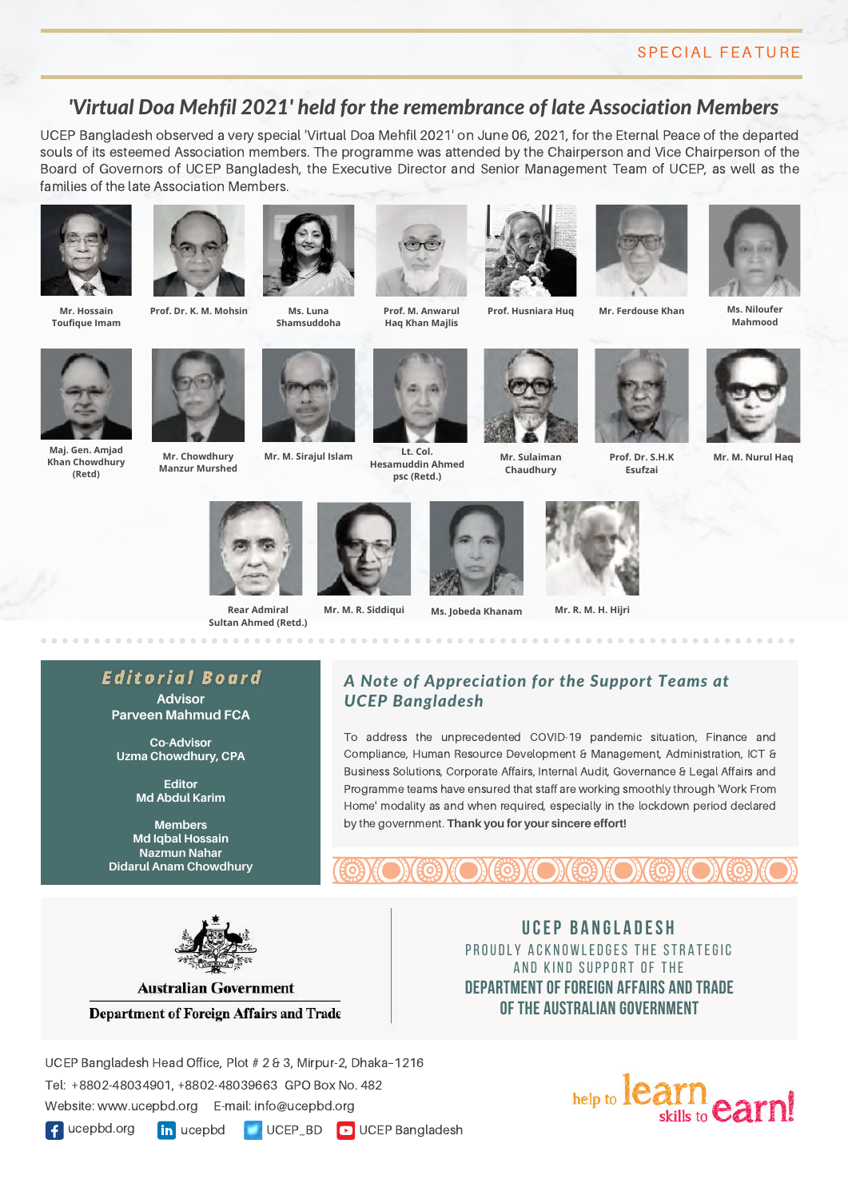SPECIAL FEATURE

## 'Virtual Doa Mehfil 2021' held for the remembrance of late Association Members

UCEP Bangladesh observed a very special 'Virtual Doa Mehfil 2021' on June 06, 2021, for the Eternal Peace of the departed souls of its esteemed Association members. The programme was attended by the Chairperson and Vice Chairperson of the Board of Governors of UCEP Bangladesh, the Executive Director and Senior Management Team of UCEP, as well as the families of the late Association Members.

Mr. Hossain Toufique Imam

Prof. Dr. K. M. Mohsin

Ms. Luna Shamsuddoha

Prof. M. Anwarul Haq Khan Majlis

Prof. Husniara Huq

Mr. Ferdouse Khan

Ms. Niloufer Mahmood

Maj. Gen. Amjad Khan Chowdhury (Retd)

Mr. Chowdhury Manzur Murshed

Mr. M. Sirajul Islam

Lt. Col. Hesamuddin Ahmed psc (Retd.)

Mr. Sulaiman Chaudhury

Prof. Dr. S.H.K Esufzai

Mr. M. Nurul Haq

Rear Admiral Sultan Ahmed (Retd.)

Mr. M. R. Siddiqui

Ms. Jobeda Khanam

Mr. R. M. H. Hijri

## Editorial Board

**Advisor**
**Parveen Mahmud FCA**

**Co-Advisor**
**Uzma Chowdhury, CPA**

**Editor**
**Md Abdul Karim**

**Members**
**Md Iqbal Hossain**
**Nazmun Nahar**
**Didarul Anam Chowdhury**

## A Note of Appreciation for the Support Teams at UCEP Bangladesh

To address the unprecedented COVID-19 pandemic situation, Finance and Compliance, Human Resource Development & Management, Administration, ICT & Business Solutions, Corporate Affairs, Internal Audit, Governance & Legal Affairs and Programme teams have ensured that staff are working smoothly through 'Work From Home' modality as and when required, especially in the lockdown period declared by the government. **Thank you for your sincere effort!**

Australian Government
Department of Foreign Affairs and Trade

UCEP BANGLADESH
PROUDLY ACKNOWLEDGES THE STRATEGIC AND KIND SUPPORT OF THE
DEPARTMENT OF FOREIGN AFFAIRS AND TRADE OF THE AUSTRALIAN GOVERNMENT

UCEP Bangladesh Head Office, Plot # 2 & 3, Mirpur-2, Dhaka-1216
Tel: +8802-48034901, +8802-48039663 GPO Box No. 482
Website: www.ucepbd.org E-mail: info@ucepbd.org
ucepbd.org ucepbd UCEP_BD UCEP Bangladesh

help to learn skills to earn!